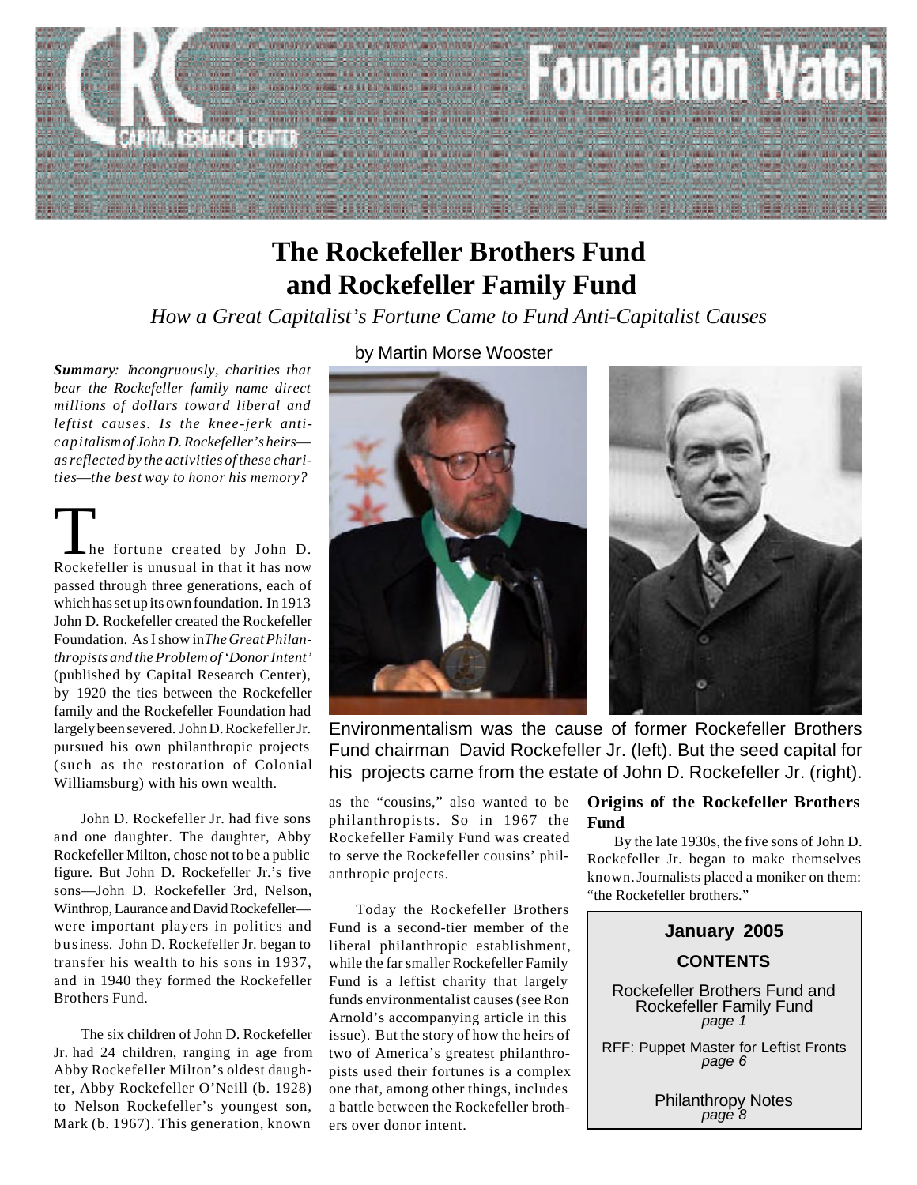# Foundation Watch

CAPITAL RESEARCH CENTER

# The Rockefeller Brothers Fund and Rockefeller Family Fund

*How a Great Capitalist's Fortune Came to Fund Anti-Capitalist Causes*

by Martin Morse Wooster

***Summary**: Incongruously, charities that bear the Rockefeller family name direct millions of dollars toward liberal and leftist causes. Is the knee-jerk anti-capitalism of John D. Rockefeller's heirs—as reflected by the activities of these charities—the best way to honor his memory?*

The fortune created by John D. Rockefeller is unusual in that it has now passed through three generations, each of which has set up its own foundation. In 1913 John D. Rockefeller created the Rockefeller Foundation. As I show in *The Great Philanthropists and the Problem of 'Donor Intent'* (published by Capital Research Center), by 1920 the ties between the Rockefeller family and the Rockefeller Foundation had largely been severed. John D. Rockefeller Jr. pursued his own philanthropic projects (such as the restoration of Colonial Williamsburg) with his own wealth.

John D. Rockefeller Jr. had five sons and one daughter. The daughter, Abby Rockefeller Milton, chose not to be a public figure. But John D. Rockefeller Jr.'s five sons—John D. Rockefeller 3rd, Nelson, Winthrop, Laurance and David Rockefeller—were important players in politics and business. John D. Rockefeller Jr. began to transfer his wealth to his sons in 1937, and in 1940 they formed the Rockefeller Brothers Fund.

The six children of John D. Rockefeller Jr. had 24 children, ranging in age from Abby Rockefeller Milton's oldest daughter, Abby Rockefeller O'Neill (b. 1928) to Nelson Rockefeller's youngest son, Mark (b. 1967). This generation, known as the "cousins," also wanted to be philanthropists. So in 1967 the Rockefeller Family Fund was created to serve the Rockefeller cousins' philanthropic projects.

Environmentalism was the cause of former Rockefeller Brothers Fund chairman David Rockefeller Jr. (left). But the seed capital for his projects came from the estate of John D. Rockefeller Jr. (right).

Today the Rockefeller Brothers Fund is a second-tier member of the liberal philanthropic establishment, while the far smaller Rockefeller Family Fund is a leftist charity that largely funds environmentalist causes (see Ron Arnold's accompanying article in this issue). But the story of how the heirs of two of America's greatest philanthropists used their fortunes is a complex one that, among other things, includes a battle between the Rockefeller brothers over donor intent.

### Origins of the Rockefeller Brothers Fund

By the late 1930s, the five sons of John D. Rockefeller Jr. began to make themselves known. Journalists placed a moniker on them: "the Rockefeller brothers."

**January 2005**

**CONTENTS**

Rockefeller Brothers Fund and Rockefeller Family Fund
*page 1*

RFF: Puppet Master for Leftist Fronts
*page 6*

Philanthropy Notes
*page 8*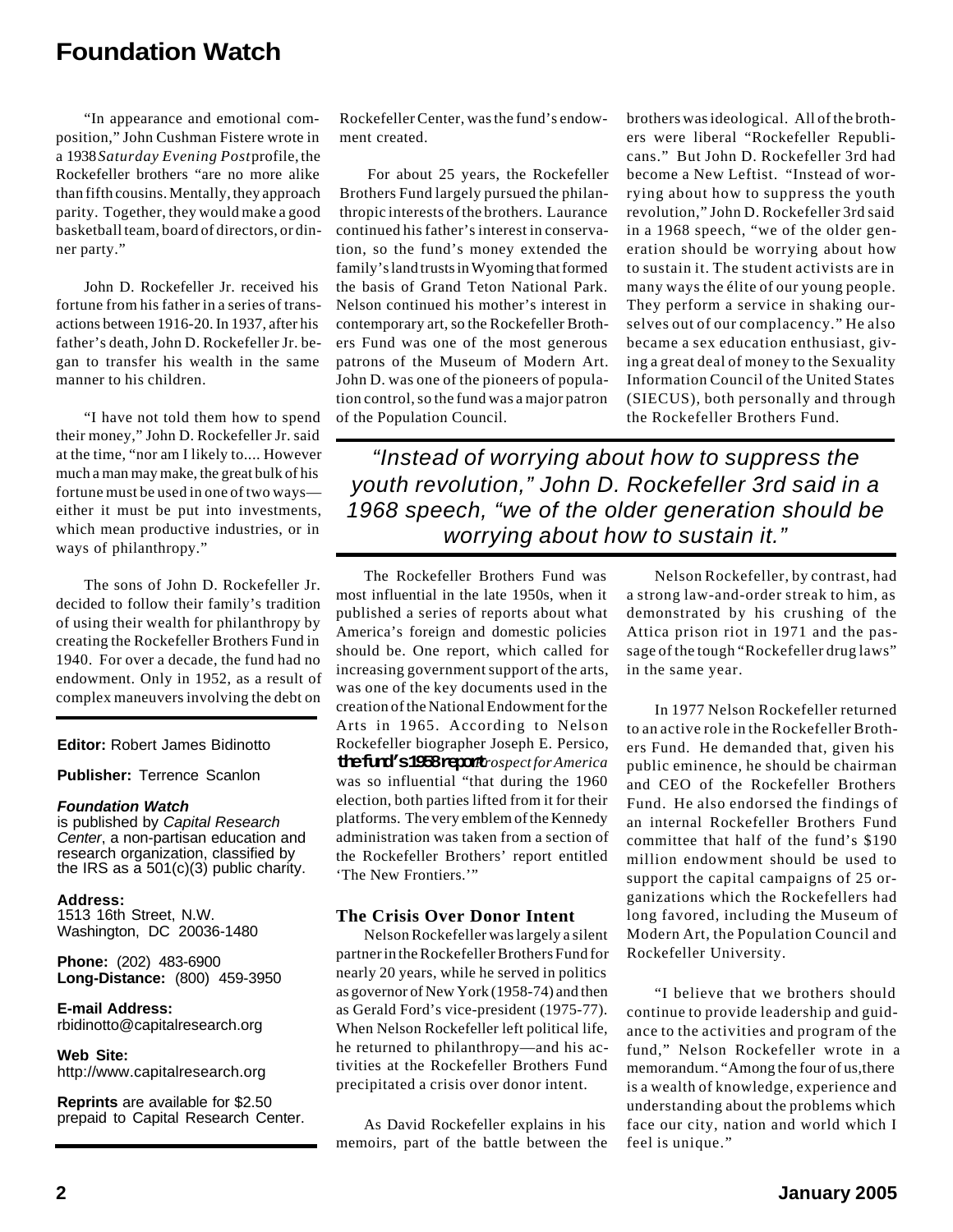"In appearance and emotional composition," John Cushman Fistere wrote in a 1938 *Saturday Evening Post* profile, the Rockefeller brothers "are no more alike than fifth cousins. Mentally, they approach parity. Together, they would make a good basketball team, board of directors, or dinner party."

John D. Rockefeller Jr. received his fortune from his father in a series of transactions between 1916-20. In 1937, after his father's death, John D. Rockefeller Jr. began to transfer his wealth in the same manner to his children.

"I have not told them how to spend their money," John D. Rockefeller Jr. said at the time, "nor am I likely to.... However much a man may make, the great bulk of his fortune must be used in one of two ways—either it must be put into investments, which mean productive industries, or in ways of philanthropy."

The sons of John D. Rockefeller Jr. decided to follow their family's tradition of using their wealth for philanthropy by creating the Rockefeller Brothers Fund in 1940. For over a decade, the fund had no endowment. Only in 1952, as a result of complex maneuvers involving the debt on Rockefeller Center, was the fund's endowment created.

For about 25 years, the Rockefeller Brothers Fund largely pursued the philanthropic interests of the brothers. Laurance continued his father's interest in conservation, so the fund's money extended the family's land trusts in Wyoming that formed the basis of Grand Teton National Park. Nelson continued his mother's interest in contemporary art, so the Rockefeller Brothers Fund was one of the most generous patrons of the Museum of Modern Art. John D. was one of the pioneers of population control, so the fund was a major patron of the Population Council.

brothers was ideological. All of the brothers were liberal "Rockefeller Republicans." But John D. Rockefeller 3rd had become a New Leftist. "Instead of worrying about how to suppress the youth revolution," John D. Rockefeller 3rd said in a 1968 speech, "we of the older generation should be worrying about how to sustain it. The student activists are in many ways the élite of our young people. They perform a service in shaking ourselves out of our complacency." He also became a sex education enthusiast, giving a great deal of money to the Sexuality Information Council of the United States (SIECUS), both personally and through the Rockefeller Brothers Fund.

> *"Instead of worrying about how to suppress the youth revolution," John D. Rockefeller 3rd said in a 1968 speech, "we of the older generation should be worrying about how to sustain it."*

The Rockefeller Brothers Fund was most influential in the late 1950s, when it published a series of reports about what America's foreign and domestic policies should be. One report, which called for increasing government support of the arts, was one of the key documents used in the creation of the National Endowment for the Arts in 1965. According to Nelson Rockefeller biographer Joseph E. Persico, the fund's 1958 report *Prospect for America* was so influential "that during the 1960 election, both parties lifted from it for their platforms. The very emblem of the Kennedy administration was taken from a section of the Rockefeller Brothers' report entitled 'The New Frontiers.'"

### The Crisis Over Donor Intent

Nelson Rockefeller was largely a silent partner in the Rockefeller Brothers Fund for nearly 20 years, while he served in politics as governor of New York (1958-74) and then as Gerald Ford's vice-president (1975-77). When Nelson Rockefeller left political life, he returned to philanthropy—and his activities at the Rockefeller Brothers Fund precipitated a crisis over donor intent.

As David Rockefeller explains in his memoirs, part of the battle between the

Nelson Rockefeller, by contrast, had a strong law-and-order streak to him, as demonstrated by his crushing of the Attica prison riot in 1971 and the passage of the tough "Rockefeller drug laws" in the same year.

In 1977 Nelson Rockefeller returned to an active role in the Rockefeller Brothers Fund. He demanded that, given his public eminence, he should be chairman and CEO of the Rockefeller Brothers Fund. He also endorsed the findings of an internal Rockefeller Brothers Fund committee that half of the fund's $190 million endowment should be used to support the capital campaigns of 25 organizations which the Rockefellers had long favored, including the Museum of Modern Art, the Population Council and Rockefeller University.

"I believe that we brothers should continue to provide leadership and guidance to the activities and program of the fund," Nelson Rockefeller wrote in a memorandum. "Among the four of us, there is a wealth of knowledge, experience and understanding about the problems which face our city, nation and world which I feel is unique."

---

**Editor:** Robert James Bidinotto

**Publisher:** Terrence Scanlon

***Foundation Watch***
is published by *Capital Research Center*, a non-partisan education and research organization, classified by the IRS as a 501(c)(3) public charity.

**Address:**
1513 16th Street, N.W.
Washington, DC 20036-1480

**Phone:** (202) 483-6900
**Long-Distance:** (800) 459-3950

**E-mail Address:**
rbidinotto@capitalresearch.org

**Web Site:**
http://www.capitalresearch.org

**Reprints** are available for $2.50 prepaid to Capital Research Center.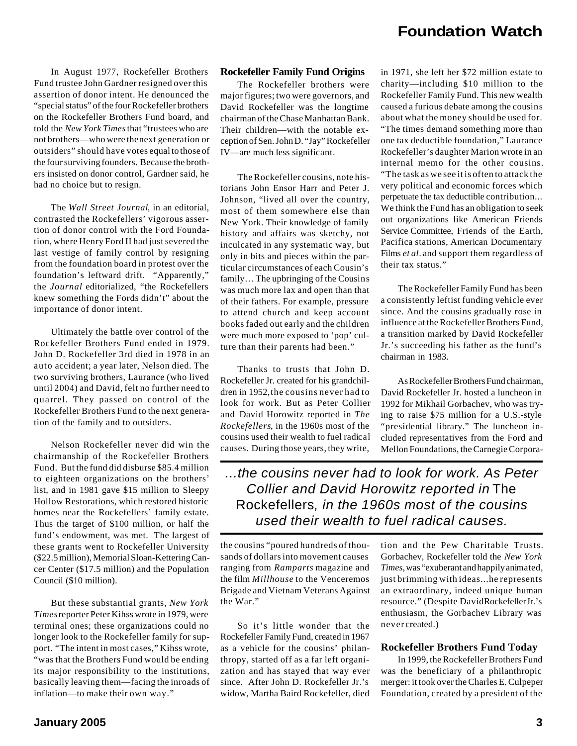In August 1977, Rockefeller Brothers Fund trustee John Gardner resigned over this assertion of donor intent. He denounced the "special status" of the four Rockefeller brothers on the Rockefeller Brothers Fund board, and told the *New York Times* that "trustees who are not brothers—who were the next generation or outsiders" should have votes equal to those of the four surviving founders. Because the brothers insisted on donor control, Gardner said, he had no choice but to resign.

The *Wall Street Journal*, in an editorial, contrasted the Rockefellers' vigorous assertion of donor control with the Ford Foundation, where Henry Ford II had just severed the last vestige of family control by resigning from the foundation board in protest over the foundation's leftward drift. "Apparently," the *Journal* editorialized, "the Rockefellers knew something the Fords didn't" about the importance of donor intent.

Ultimately the battle over control of the Rockefeller Brothers Fund ended in 1979. John D. Rockefeller 3rd died in 1978 in an auto accident; a year later, Nelson died. The two surviving brothers, Laurance (who lived until 2004) and David, felt no further need to quarrel. They passed on control of the Rockefeller Brothers Fund to the next generation of the family and to outsiders.

Nelson Rockefeller never did win the chairmanship of the Rockefeller Brothers Fund. But the fund did disburse $85.4 million to eighteen organizations on the brothers' list, and in 1981 gave $15 million to Sleepy Hollow Restorations, which restored historic homes near the Rockefellers' family estate. Thus the target of $100 million, or half the fund's endowment, was met. The largest of these grants went to Rockefeller University ($22.5 million), Memorial Sloan-Kettering Cancer Center ($17.5 million) and the Population Council ($10 million).

But these substantial grants, *New York Times* reporter Peter Kihss wrote in 1979, were terminal ones; these organizations could no longer look to the Rockefeller family for support. "The intent in most cases," Kihss wrote, "was that the Brothers Fund would be ending its major responsibility to the institutions, basically leaving them—facing the inroads of inflation—to make their own way."

### Rockefeller Family Fund Origins

The Rockefeller brothers were major figures; two were governors, and David Rockefeller was the longtime chairman of the Chase Manhattan Bank. Their children—with the notable exception of Sen. John D. "Jay" Rockefeller IV—are much less significant.

The Rockefeller cousins, note historians John Ensor Harr and Peter J. Johnson, "lived all over the country, most of them somewhere else than New York. Their knowledge of family history and affairs was sketchy, not inculcated in any systematic way, but only in bits and pieces within the particular circumstances of each Cousin's family… The upbringing of the Cousins was much more lax and open than that of their fathers. For example, pressure to attend church and keep account books faded out early and the children were much more exposed to 'pop' culture than their parents had been."

Thanks to trusts that John D. Rockefeller Jr. created for his grandchildren in 1952, the cousins never had to look for work. But as Peter Collier and David Horowitz reported in *The Rockefellers*, in the 1960s most of the cousins used their wealth to fuel radical causes. During those years, they write, the cousins "poured hundreds of thousands of dollars into movement causes ranging from *Ramparts* magazine and the film *Millhouse* to the Venceremos Brigade and Vietnam Veterans Against the War."

> *…the cousins never had to look for work. As Peter Collier and David Horowitz reported in* The Rockefellers*, in the 1960s most of the cousins used their wealth to fuel radical causes.*

So it's little wonder that the Rockefeller Family Fund, created in 1967 as a vehicle for the cousins' philanthropy, started off as a far left organization and has stayed that way ever since. After John D. Rockefeller Jr.'s widow, Martha Baird Rockefeller, died in 1971, she left her $72 million estate to charity—including $10 million to the Rockefeller Family Fund. This new wealth caused a furious debate among the cousins about what the money should be used for. "The times demand something more than one tax deductible foundation," Laurance Rockefeller's daughter Marion wrote in an internal memo for the other cousins. "The task as we see it is often to attack the very political and economic forces which perpetuate the tax deductible contribution... We think the Fund has an obligation to seek out organizations like American Friends Service Committee, Friends of the Earth, Pacifica stations, American Documentary Films *et al*. and support them regardless of their tax status."

The Rockefeller Family Fund has been a consistently leftist funding vehicle ever since. And the cousins gradually rose in influence at the Rockefeller Brothers Fund, a transition marked by David Rockefeller Jr.'s succeeding his father as the fund's chairman in 1983.

As Rockefeller Brothers Fund chairman, David Rockefeller Jr. hosted a luncheon in 1992 for Mikhail Gorbachev, who was trying to raise $75 million for a U.S.-style "presidential library." The luncheon included representatives from the Ford and Mellon Foundations, the Carnegie Corporation and the Pew Charitable Trusts. Gorbachev, Rockefeller told the *New York Times*, was "exuberant and happily animated, just brimming with ideas...he represents an extraordinary, indeed unique human resource." (Despite David Rockefeller Jr.'s enthusiasm, the Gorbachev Library was never created.)

### Rockefeller Brothers Fund Today

In 1999, the Rockefeller Brothers Fund was the beneficiary of a philanthropic merger: it took over the Charles E. Culpeper Foundation, created by a president of the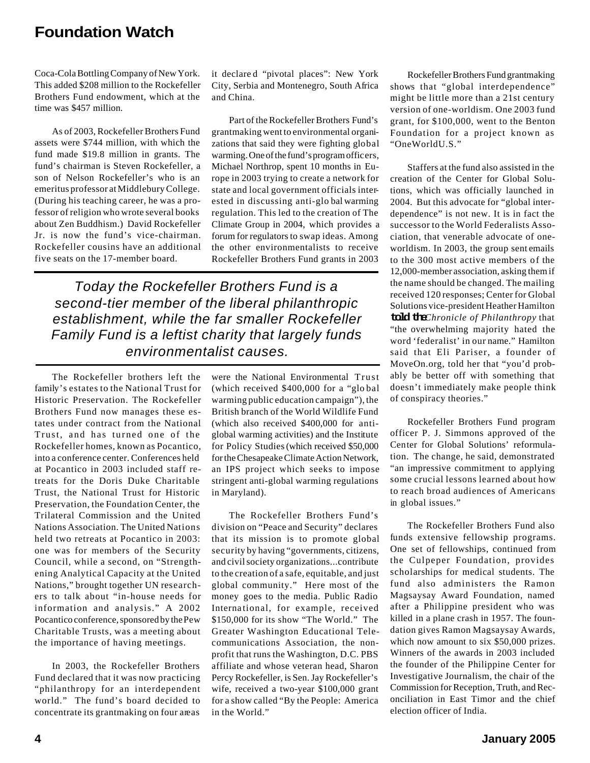Coca-Cola Bottling Company of New York. This added $208 million to the Rockefeller Brothers Fund endowment, which at the time was $457 million.

As of 2003, Rockefeller Brothers Fund assets were $744 million, with which the fund made $19.8 million in grants. The fund's chairman is Steven Rockefeller, a son of Nelson Rockefeller's who is an emeritus professor at Middlebury College. (During his teaching career, he was a professor of religion who wrote several books about Zen Buddhism.) David Rockefeller Jr. is now the fund's vice-chairman. Rockefeller cousins have an additional five seats on the 17-member board.

*Today the Rockefeller Brothers Fund is a second-tier member of the liberal philanthropic establishment, while the far smaller Rockefeller Family Fund is a leftist charity that largely funds environmentalist causes.*

The Rockefeller brothers left the family's estates to the National Trust for Historic Preservation. The Rockefeller Brothers Fund now manages these estates under contract from the National Trust, and has turned one of the Rockefeller homes, known as Pocantico, into a conference center. Conferences held at Pocantico in 2003 included staff retreats for the Doris Duke Charitable Trust, the National Trust for Historic Preservation, the Foundation Center, the Trilateral Commission and the United Nations Association. The United Nations held two retreats at Pocantico in 2003: one was for members of the Security Council, while a second, on "Strengthening Analytical Capacity at the United Nations," brought together UN researchers to talk about "in-house needs for information and analysis." A 2002 Pocantico conference, sponsored by the Pew Charitable Trusts, was a meeting about the importance of having meetings.

In 2003, the Rockefeller Brothers Fund declared that it was now practicing "philanthropy for an interdependent world." The fund's board decided to concentrate its grantmaking on four areas it declared "pivotal places": New York City, Serbia and Montenegro, South Africa and China.

Part of the Rockefeller Brothers Fund's grantmaking went to environmental organizations that said they were fighting global warming. One of the fund's program officers, Michael Northrop, spent 10 months in Europe in 2003 trying to create a network for state and local government officials interested in discussing anti-global warming regulation. This led to the creation of The Climate Group in 2004, which provides a forum for regulators to swap ideas. Among the other environmentalists to receive Rockefeller Brothers Fund grants in 2003 were the National Environmental Trust (which received $400,000 for a "global warming public education campaign"), the British branch of the World Wildlife Fund (which also received $400,000 for anti-global warming activities) and the Institute for Policy Studies (which received $50,000 for the Chesapeake Climate Action Network, an IPS project which seeks to impose stringent anti-global warming regulations in Maryland).

The Rockefeller Brothers Fund's division on "Peace and Security" declares that its mission is to promote global security by having "governments, citizens, and civil society organizations...contribute to the creation of a safe, equitable, and just global community." Here most of the money goes to the media. Public Radio International, for example, received $150,000 for its show "The World." The Greater Washington Educational Telecommunications Association, the non-profit that runs the Washington, D.C. PBS affiliate and whose veteran head, Sharon Percy Rockefeller, is Sen. Jay Rockefeller's wife, received a two-year $100,000 grant for a show called "By the People: America in the World."

Rockefeller Brothers Fund grantmaking shows that "global interdependence" might be little more than a 21st century version of one-worldism. One 2003 fund grant, for $100,000, went to the Benton Foundation for a project known as "OneWorldU.S."

Staffers at the fund also assisted in the creation of the Center for Global Solutions, which was officially launched in 2004. But this advocate for "global interdependence" is not new. It is in fact the successor to the World Federalists Association, that venerable advocate of one-worldism. In 2003, the group sent emails to the 300 most active members of the 12,000-member association, asking them if the name should be changed. The mailing received 120 responses; Center for Global Solutions vice-president Heather Hamilton told the *Chronicle of Philanthropy* that "the overwhelming majority hated the word 'federalist' in our name." Hamilton said that Eli Pariser, a founder of MoveOn.org, told her that "you'd probably be better off with something that doesn't immediately make people think of conspiracy theories."

Rockefeller Brothers Fund program officer P. J. Simmons approved of the Center for Global Solutions' reformulation. The change, he said, demonstrated "an impressive commitment to applying some crucial lessons learned about how to reach broad audiences of Americans in global issues."

The Rockefeller Brothers Fund also funds extensive fellowship programs. One set of fellowships, continued from the Culpeper Foundation, provides scholarships for medical students. The fund also administers the Ramon Magsaysay Award Foundation, named after a Philippine president who was killed in a plane crash in 1957. The foundation gives Ramon Magsaysay Awards, which now amount to six $50,000 prizes. Winners of the awards in 2003 included the founder of the Philippine Center for Investigative Journalism, the chair of the Commission for Reception, Truth, and Reconciliation in East Timor and the chief election officer of India.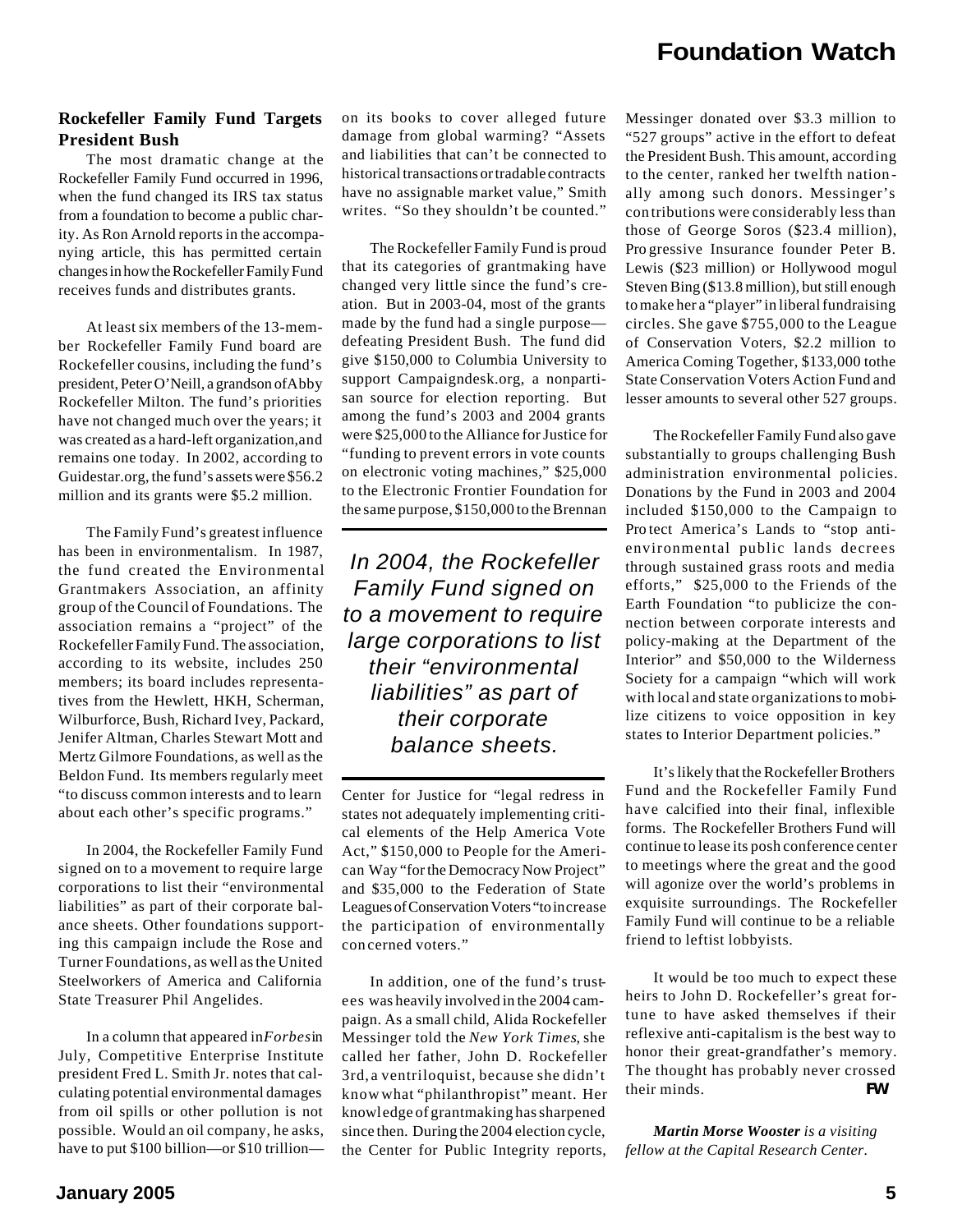## Rockefeller Family Fund Targets President Bush

The most dramatic change at the Rockefeller Family Fund occurred in 1996, when the fund changed its IRS tax status from a foundation to become a public charity. As Ron Arnold reports in the accompanying article, this has permitted certain changes in how the Rockefeller Family Fund receives funds and distributes grants.

At least six members of the 13-member Rockefeller Family Fund board are Rockefeller cousins, including the fund's president, Peter O'Neill, a grandson of Abby Rockefeller Milton. The fund's priorities have not changed much over the years; it was created as a hard-left organization, and remains one today. In 2002, according to Guidestar.org, the fund's assets were $56.2 million and its grants were $5.2 million.

The Family Fund's greatest influence has been in environmentalism. In 1987, the fund created the Environmental Grantmakers Association, an affinity group of the Council of Foundations. The association remains a "project" of the Rockefeller Family Fund. The association, according to its website, includes 250 members; its board includes representatives from the Hewlett, HKH, Scherman, Wilburforce, Bush, Richard Ivey, Packard, Jenifer Altman, Charles Stewart Mott and Mertz Gilmore Foundations, as well as the Beldon Fund. Its members regularly meet "to discuss common interests and to learn about each other's specific programs."

In 2004, the Rockefeller Family Fund signed on to a movement to require large corporations to list their "environmental liabilities" as part of their corporate balance sheets. Other foundations supporting this campaign include the Rose and Turner Foundations, as well as the United Steelworkers of America and California State Treasurer Phil Angelides.

In a column that appeared in *Forbes* in July, Competitive Enterprise Institute president Fred L. Smith Jr. notes that calculating potential environmental damages from oil spills or other pollution is not possible. Would an oil company, he asks, have to put $100 billion—or $10 trillion—on its books to cover alleged future damage from global warming? "Assets and liabilities that can't be connected to historical transactions or tradable contracts have no assignable market value," Smith writes. "So they shouldn't be counted."

The Rockefeller Family Fund is proud that its categories of grantmaking have changed very little since the fund's creation. But in 2003-04, most of the grants made by the fund had a single purpose—defeating President Bush. The fund did give $150,000 to Columbia University to support Campaigndesk.org, a nonpartisan source for election reporting. But among the fund's 2003 and 2004 grants were $25,000 to the Alliance for Justice for "funding to prevent errors in vote counts on electronic voting machines," $25,000 to the Electronic Frontier Foundation for the same purpose, $150,000 to the Brennan Center for Justice for "legal redress in states not adequately implementing critical elements of the Help America Vote Act," $150,000 to People for the American Way "for the Democracy Now Project" and $35,000 to the Federation of State Leagues of Conservation Voters "to increase the participation of environmentally concerned voters."

> *In 2004, the Rockefeller Family Fund signed on to a movement to require large corporations to list their "environmental liabilities" as part of their corporate balance sheets.*

In addition, one of the fund's trustees was heavily involved in the 2004 campaign. As a small child, Alida Rockefeller Messinger told the *New York Times*, she called her father, John D. Rockefeller 3rd, a ventriloquist, because she didn't know what "philanthropist" meant. Her knowledge of grantmaking has sharpened since then. During the 2004 election cycle, the Center for Public Integrity reports, Messinger donated over $3.3 million to "527 groups" active in the effort to defeat the President Bush. This amount, according to the center, ranked her twelfth nationally among such donors. Messinger's contributions were considerably less than those of George Soros ($23.4 million), Progressive Insurance founder Peter B. Lewis ($23 million) or Hollywood mogul Steven Bing ($13.8 million), but still enough to make her a "player" in liberal fundraising circles. She gave $755,000 to the League of Conservation Voters, $2.2 million to America Coming Together, $133,000 tothe State Conservation Voters Action Fund and lesser amounts to several other 527 groups.

The Rockefeller Family Fund also gave substantially to groups challenging Bush administration environmental policies. Donations by the Fund in 2003 and 2004 included $150,000 to the Campaign to Protect America's Lands to "stop anti-environmental public lands decrees through sustained grass roots and media efforts," $25,000 to the Friends of the Earth Foundation "to publicize the connection between corporate interests and policy-making at the Department of the Interior" and $50,000 to the Wilderness Society for a campaign "which will work with local and state organizations to mobilize citizens to voice opposition in key states to Interior Department policies."

It's likely that the Rockefeller Brothers Fund and the Rockefeller Family Fund have calcified into their final, inflexible forms. The Rockefeller Brothers Fund will continue to lease its posh conference center to meetings where the great and the good will agonize over the world's problems in exquisite surroundings. The Rockefeller Family Fund will continue to be a reliable friend to leftist lobbyists.

It would be too much to expect these heirs to John D. Rockefeller's great fortune to have asked themselves if their reflexive anti-capitalism is the best way to honor their great-grandfather's memory. The thought has probably never crossed their minds. **FW**

***Martin Morse Wooster** is a visiting fellow at the Capital Research Center.*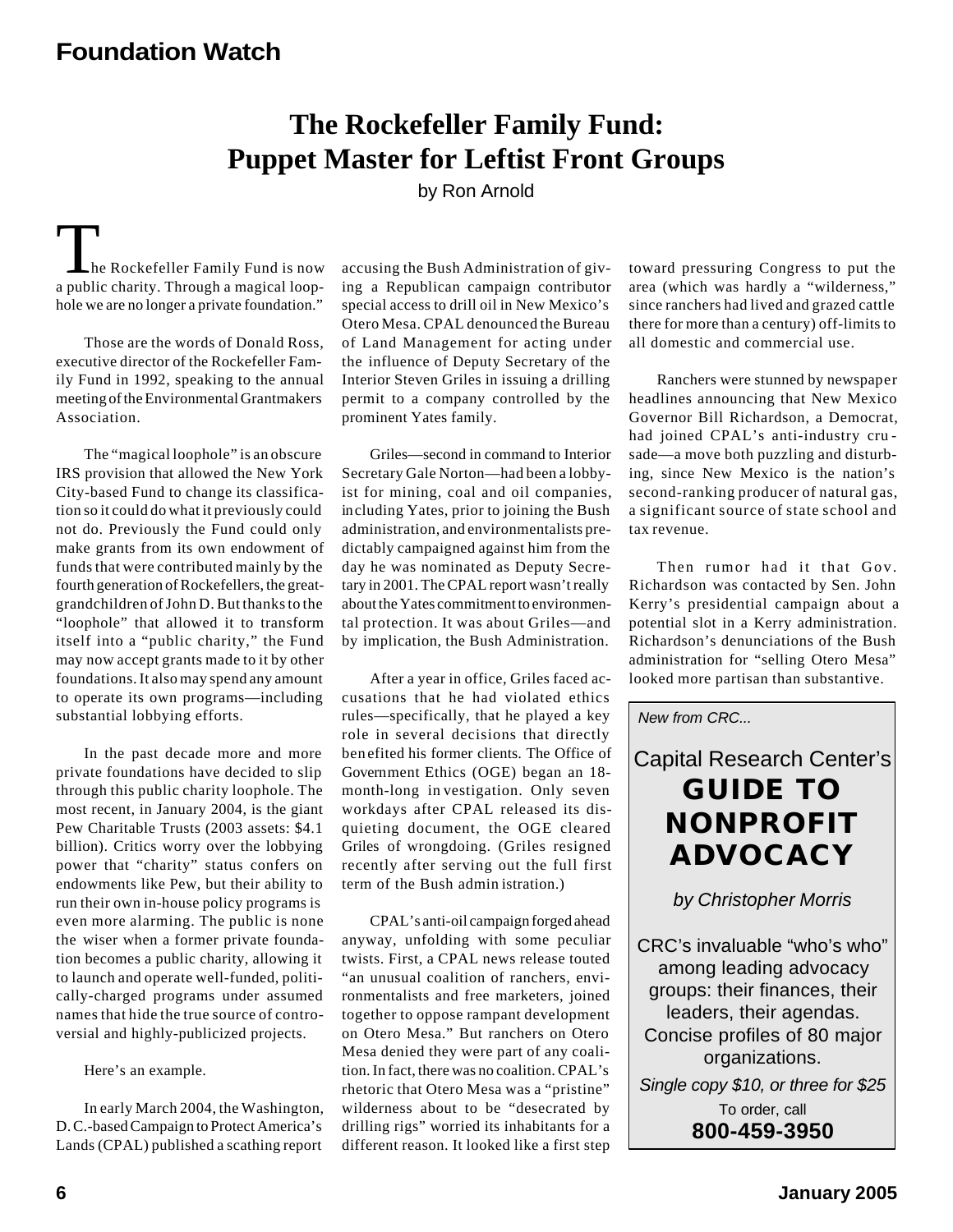# The Rockefeller Family Fund: Puppet Master for Leftist Front Groups

by Ron Arnold

"The Rockefeller Family Fund is now a public charity. Through a magical loophole we are no longer a private foundation."

Those are the words of Donald Ross, executive director of the Rockefeller Family Fund in 1992, speaking to the annual meeting of the Environmental Grantmakers Association.

The "magical loophole" is an obscure IRS provision that allowed the New York City-based Fund to change its classification so it could do what it previously could not do. Previously the Fund could only make grants from its own endowment of funds that were contributed mainly by the fourth generation of Rockefellers, the great-grandchildren of John D. But thanks to the "loophole" that allowed it to transform itself into a "public charity," the Fund may now accept grants made to it by other foundations. It also may spend any amount to operate its own programs—including substantial lobbying efforts.

In the past decade more and more private foundations have decided to slip through this public charity loophole. The most recent, in January 2004, is the giant Pew Charitable Trusts (2003 assets: $4.1 billion). Critics worry over the lobbying power that "charity" status confers on endowments like Pew, but their ability to run their own in-house policy programs is even more alarming. The public is none the wiser when a former private foundation becomes a public charity, allowing it to launch and operate well-funded, politically-charged programs under assumed names that hide the true source of controversial and highly-publicized projects.

Here's an example.

In early March 2004, the Washington, D.C.-based Campaign to Protect America's Lands (CPAL) published a scathing report accusing the Bush Administration of giving a Republican campaign contributor special access to drill oil in New Mexico's Otero Mesa. CPAL denounced the Bureau of Land Management for acting under the influence of Deputy Secretary of the Interior Steven Griles in issuing a drilling permit to a company controlled by the prominent Yates family.

Griles—second in command to Interior Secretary Gale Norton—had been a lobbyist for mining, coal and oil companies, including Yates, prior to joining the Bush administration, and environmentalists predictably campaigned against him from the day he was nominated as Deputy Secretary in 2001. The CPAL report wasn't really about the Yates commitment to environmental protection. It was about Griles—and by implication, the Bush Administration.

After a year in office, Griles faced accusations that he had violated ethics rules—specifically, that he played a key role in several decisions that directly benefited his former clients. The Office of Government Ethics (OGE) began an 18-month-long investigation. Only seven workdays after CPAL released its disquieting document, the OGE cleared Griles of wrongdoing. (Griles resigned recently after serving out the full first term of the Bush administration.)

CPAL's anti-oil campaign forged ahead anyway, unfolding with some peculiar twists. First, a CPAL news release touted "an unusual coalition of ranchers, environmentalists and free marketers, joined together to oppose rampant development on Otero Mesa." But ranchers on Otero Mesa denied they were part of any coalition. In fact, there was no coalition. CPAL's rhetoric that Otero Mesa was a "pristine" wilderness about to be "desecrated by drilling rigs" worried its inhabitants for a different reason. It looked like a first step toward pressuring Congress to put the area (which was hardly a "wilderness," since ranchers had lived and grazed cattle there for more than a century) off-limits to all domestic and commercial use.

Ranchers were stunned by newspaper headlines announcing that New Mexico Governor Bill Richardson, a Democrat, had joined CPAL's anti-industry crusade—a move both puzzling and disturbing, since New Mexico is the nation's second-ranking producer of natural gas, a significant source of state school and tax revenue.

Then rumor had it that Gov. Richardson was contacted by Sen. John Kerry's presidential campaign about a potential slot in a Kerry administration. Richardson's denunciations of the Bush administration for "selling Otero Mesa" looked more partisan than substantive.

---

*New from CRC...*

Capital Research Center's

**GUIDE TO NONPROFIT ADVOCACY**

*by Christopher Morris*

CRC's invaluable "who's who" among leading advocacy groups: their finances, their leaders, their agendas. Concise profiles of 80 major organizations.

*Single copy $10, or three for $25*

To order, call

**800-459-3950**

---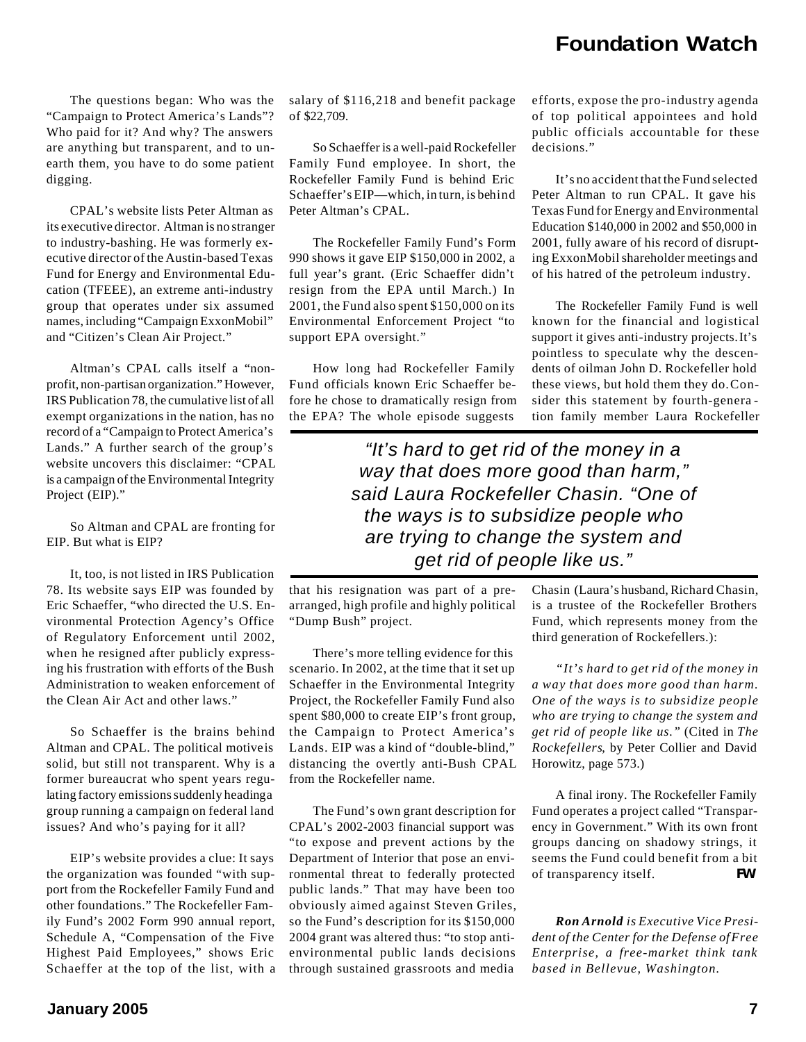The questions began: Who was the "Campaign to Protect America's Lands"? Who paid for it? And why? The answers are anything but transparent, and to unearth them, you have to do some patient digging.

CPAL's website lists Peter Altman as its executive director. Altman is no stranger to industry-bashing. He was formerly executive director of the Austin-based Texas Fund for Energy and Environmental Education (TFEEE), an extreme anti-industry group that operates under six assumed names, including "Campaign ExxonMobil" and "Citizen's Clean Air Project."

Altman's CPAL calls itself a "nonprofit, non-partisan organization." However, IRS Publication 78, the cumulative list of all exempt organizations in the nation, has no record of a "Campaign to Protect America's Lands." A further search of the group's website uncovers this disclaimer: "CPAL is a campaign of the Environmental Integrity Project (EIP)."

So Altman and CPAL are fronting for EIP. But what is EIP?

It, too, is not listed in IRS Publication 78. Its website says EIP was founded by Eric Schaeffer, "who directed the U.S. Environmental Protection Agency's Office of Regulatory Enforcement until 2002, when he resigned after publicly expressing his frustration with efforts of the Bush Administration to weaken enforcement of the Clean Air Act and other laws."

So Schaeffer is the brains behind Altman and CPAL. The political motive is solid, but still not transparent. Why is a former bureaucrat who spent years regulating factory emissions suddenly heading a group running a campaign on federal land issues? And who's paying for it all?

EIP's website provides a clue: It says the organization was founded "with support from the Rockefeller Family Fund and other foundations." The Rockefeller Family Fund's 2002 Form 990 annual report, Schedule A, "Compensation of the Five Highest Paid Employees," shows Eric Schaeffer at the top of the list, with a salary of $116,218 and benefit package of $22,709.

So Schaeffer is a well-paid Rockefeller Family Fund employee. In short, the Rockefeller Family Fund is behind Eric Schaeffer's EIP—which, in turn, is behind Peter Altman's CPAL.

The Rockefeller Family Fund's Form 990 shows it gave EIP $150,000 in 2002, a full year's grant. (Eric Schaeffer didn't resign from the EPA until March.) In 2001, the Fund also spent $150,000 on its Environmental Enforcement Project "to support EPA oversight."

How long had Rockefeller Family Fund officials known Eric Schaeffer before he chose to dramatically resign from the EPA? The whole episode suggests that his resignation was part of a prearranged, high profile and highly political "Dump Bush" project.

There's more telling evidence for this scenario. In 2002, at the time that it set up Schaeffer in the Environmental Integrity Project, the Rockefeller Family Fund also spent $80,000 to create EIP's front group, the Campaign to Protect America's Lands. EIP was a kind of "double-blind," distancing the overtly anti-Bush CPAL from the Rockefeller name.

The Fund's own grant description for CPAL's 2002-2003 financial support was "to expose and prevent actions by the Department of Interior that pose an environmental threat to federally protected public lands." That may have been too obviously aimed against Steven Griles, so the Fund's description for its $150,000 2004 grant was altered thus: "to stop anti-environmental public lands decisions through sustained grassroots and media efforts, expose the pro-industry agenda of top political appointees and hold public officials accountable for these decisions."

It's no accident that the Fund selected Peter Altman to run CPAL. It gave his Texas Fund for Energy and Environmental Education $140,000 in 2002 and $50,000 in 2001, fully aware of his record of disrupting ExxonMobil shareholder meetings and of his hatred of the petroleum industry.

The Rockefeller Family Fund is well known for the financial and logistical support it gives anti-industry projects. It's pointless to speculate why the descendents of oilman John D. Rockefeller hold these views, but hold them they do. Consider this statement by fourth-generation family member Laura Rockefeller Chasin (Laura's husband, Richard Chasin, is a trustee of the Rockefeller Brothers Fund, which represents money from the third generation of Rockefellers.):

> *"It's hard to get rid of the money in a way that does more good than harm. One of the ways is to subsidize people who are trying to change the system and get rid of people like us."* (Cited in *The Rockefellers*, by Peter Collier and David Horowitz, page 573.)

A final irony. The Rockefeller Family Fund operates a project called "Transparency in Government." With its own front groups dancing on shadowy strings, it seems the Fund could benefit from a bit of transparency itself. **FW**

> *"It's hard to get rid of the money in a way that does more good than harm," said Laura Rockefeller Chasin. "One of the ways is to subsidize people who are trying to change the system and get rid of people like us."*

***Ron Arnold** is Executive Vice President of the Center for the Defense of Free Enterprise, a free-market think tank based in Bellevue, Washington.*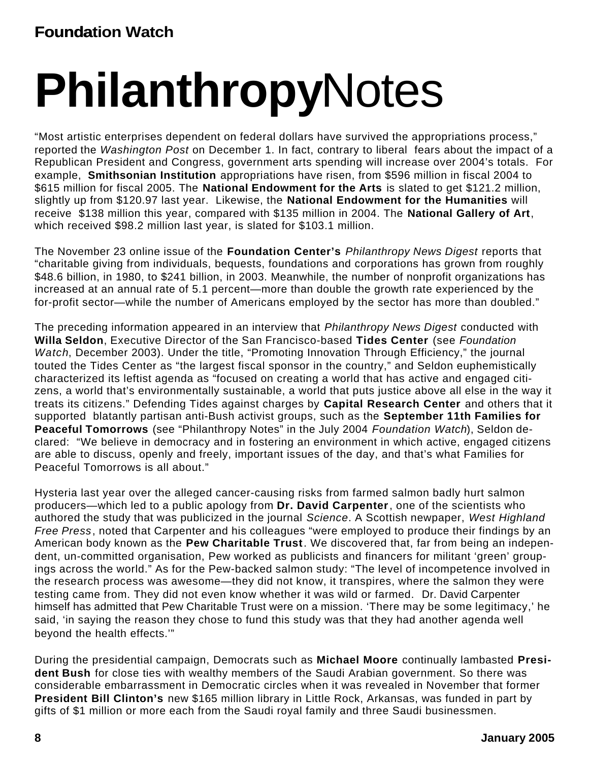# **Philanthropy**Notes

"Most artistic enterprises dependent on federal dollars have survived the appropriations process," reported the *Washington Post* on December 1. In fact, contrary to liberal fears about the impact of a Republican President and Congress, government arts spending will increase over 2004's totals. For example, **Smithsonian Institution** appropriations have risen, from $596 million in fiscal 2004 to $615 million for fiscal 2005. The **National Endowment for the Arts** is slated to get $121.2 million, slightly up from $120.97 last year. Likewise, the **National Endowment for the Humanities** will receive $138 million this year, compared with $135 million in 2004. The **National Gallery of Art**, which received $98.2 million last year, is slated for $103.1 million.

The November 23 online issue of the **Foundation Center's** *Philanthropy News Digest* reports that "charitable giving from individuals, bequests, foundations and corporations has grown from roughly $48.6 billion, in 1980, to $241 billion, in 2003. Meanwhile, the number of nonprofit organizations has increased at an annual rate of 5.1 percent—more than double the growth rate experienced by the for-profit sector—while the number of Americans employed by the sector has more than doubled."

The preceding information appeared in an interview that *Philanthropy News Digest* conducted with **Willa Seldon**, Executive Director of the San Francisco-based **Tides Center** (see *Foundation Watch*, December 2003). Under the title, "Promoting Innovation Through Efficiency," the journal touted the Tides Center as "the largest fiscal sponsor in the country," and Seldon euphemistically characterized its leftist agenda as "focused on creating a world that has active and engaged citizens, a world that's environmentally sustainable, a world that puts justice above all else in the way it treats its citizens." Defending Tides against charges by **Capital Research Center** and others that it supported blatantly partisan anti-Bush activist groups, such as the **September 11th Families for Peaceful Tomorrows** (see "Philanthropy Notes" in the July 2004 *Foundation Watch*), Seldon declared: "We believe in democracy and in fostering an environment in which active, engaged citizens are able to discuss, openly and freely, important issues of the day, and that's what Families for Peaceful Tomorrows is all about."

Hysteria last year over the alleged cancer-causing risks from farmed salmon badly hurt salmon producers—which led to a public apology from **Dr. David Carpenter**, one of the scientists who authored the study that was publicized in the journal *Science*. A Scottish newpaper, *West Highland Free Press*, noted that Carpenter and his colleagues "were employed to produce their findings by an American body known as the **Pew Charitable Trust**. We discovered that, far from being an independent, un-committed organisation, Pew worked as publicists and financers for militant 'green' groupings across the world." As for the Pew-backed salmon study: "The level of incompetence involved in the research process was awesome—they did not know, it transpires, where the salmon they were testing came from. They did not even know whether it was wild or farmed. Dr. David Carpenter himself has admitted that Pew Charitable Trust were on a mission. 'There may be some legitimacy,' he said, 'in saying the reason they chose to fund this study was that they had another agenda well beyond the health effects.'"

During the presidential campaign, Democrats such as **Michael Moore** continually lambasted **President Bush** for close ties with wealthy members of the Saudi Arabian government. So there was considerable embarrassment in Democratic circles when it was revealed in November that former **President Bill Clinton's** new $165 million library in Little Rock, Arkansas, was funded in part by gifts of $1 million or more each from the Saudi royal family and three Saudi businessmen.